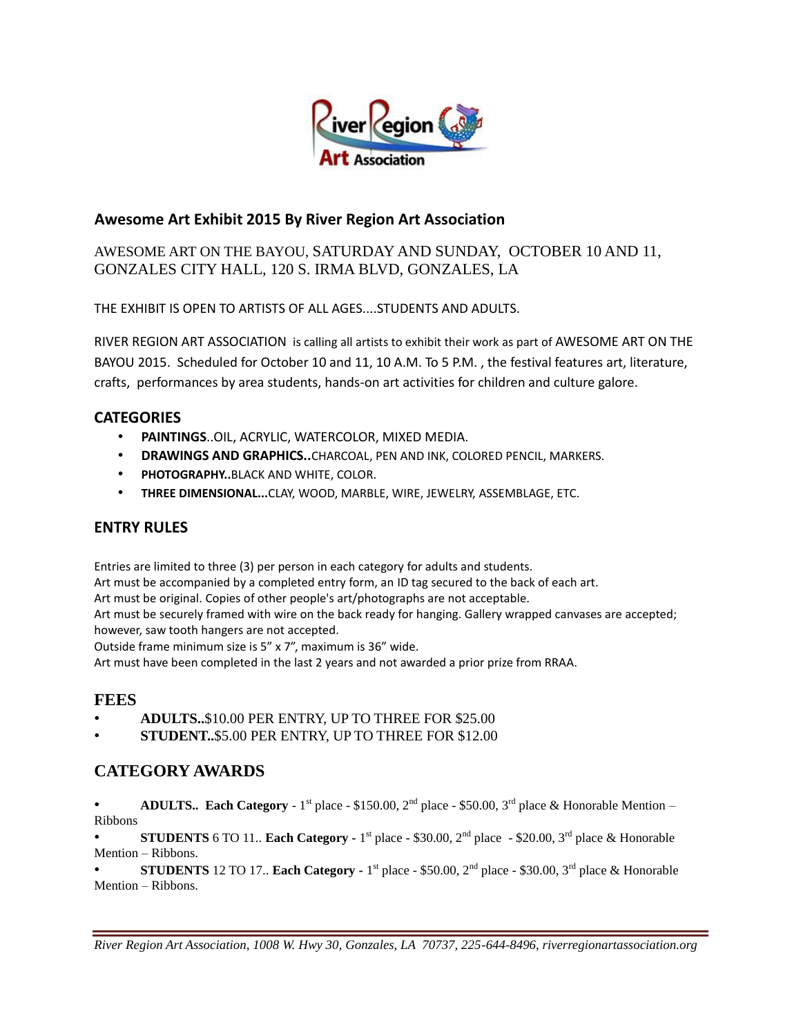## Awesome Art Exhibit 2015 By River Region Art Association

AWESOME ART ON THE BAYOU, SATURDAY AND SUNDAY, OCTOBER 10 AND 11, GONZALES CITY HALL, 120 S. IRMA BLVD, GONZALES, LA

THE EXHIBIT IS OPEN TO ARTISTS OF ALL AGES....STUDENTS AND ADULTS.

RIVER REGION ART ASSOCIATION is calling all artists to exhibit their work as part of AWESOME ART ON THE BAYOU 2015. Scheduled for October 10 and 11, 10 A.M. To 5 P.M. , the festival features art, literature, crafts, performances by area students, hands-on art activities for children and culture galore.

### CATEGORIES

- **PAINTINGS**..OIL, ACRYLIC, WATERCOLOR, MIXED MEDIA.
- **DRAWINGS AND GRAPHICS..**CHARCOAL, PEN AND INK, COLORED PENCIL, MARKERS.
- **PHOTOGRAPHY..**BLACK AND WHITE, COLOR.
- **THREE DIMENSIONAL...**CLAY, WOOD, MARBLE, WIRE, JEWELRY, ASSEMBLAGE, ETC.

### ENTRY RULES

Entries are limited to three (3) per person in each category for adults and students.
Art must be accompanied by a completed entry form, an ID tag secured to the back of each art.
Art must be original. Copies of other people's art/photographs are not acceptable.
Art must be securely framed with wire on the back ready for hanging. Gallery wrapped canvases are accepted; however, saw tooth hangers are not accepted.
Outside frame minimum size is 5" x 7", maximum is 36" wide.
Art must have been completed in the last 2 years and not awarded a prior prize from RRAA.

### FEES

- **ADULTS..**$10.00 PER ENTRY, UP TO THREE FOR $25.00
- **STUDENT..**$5.00 PER ENTRY, UP TO THREE FOR $12.00

### CATEGORY AWARDS

- **ADULTS.. Each Category** - 1st place - $150.00, 2nd place - $50.00, 3rd place & Honorable Mention – Ribbons
- **STUDENTS** 6 TO 11.. **Each Category -** 1st place - $30.00, 2nd place - $20.00, 3rd place & Honorable Mention – Ribbons.
- **STUDENTS** 12 TO 17.. **Each Category -** 1st place - $50.00, 2nd place - $30.00, 3rd place & Honorable Mention – Ribbons.

*River Region Art Association, 1008 W. Hwy 30, Gonzales, LA 70737, 225-644-8496, riverregionartassociation.org*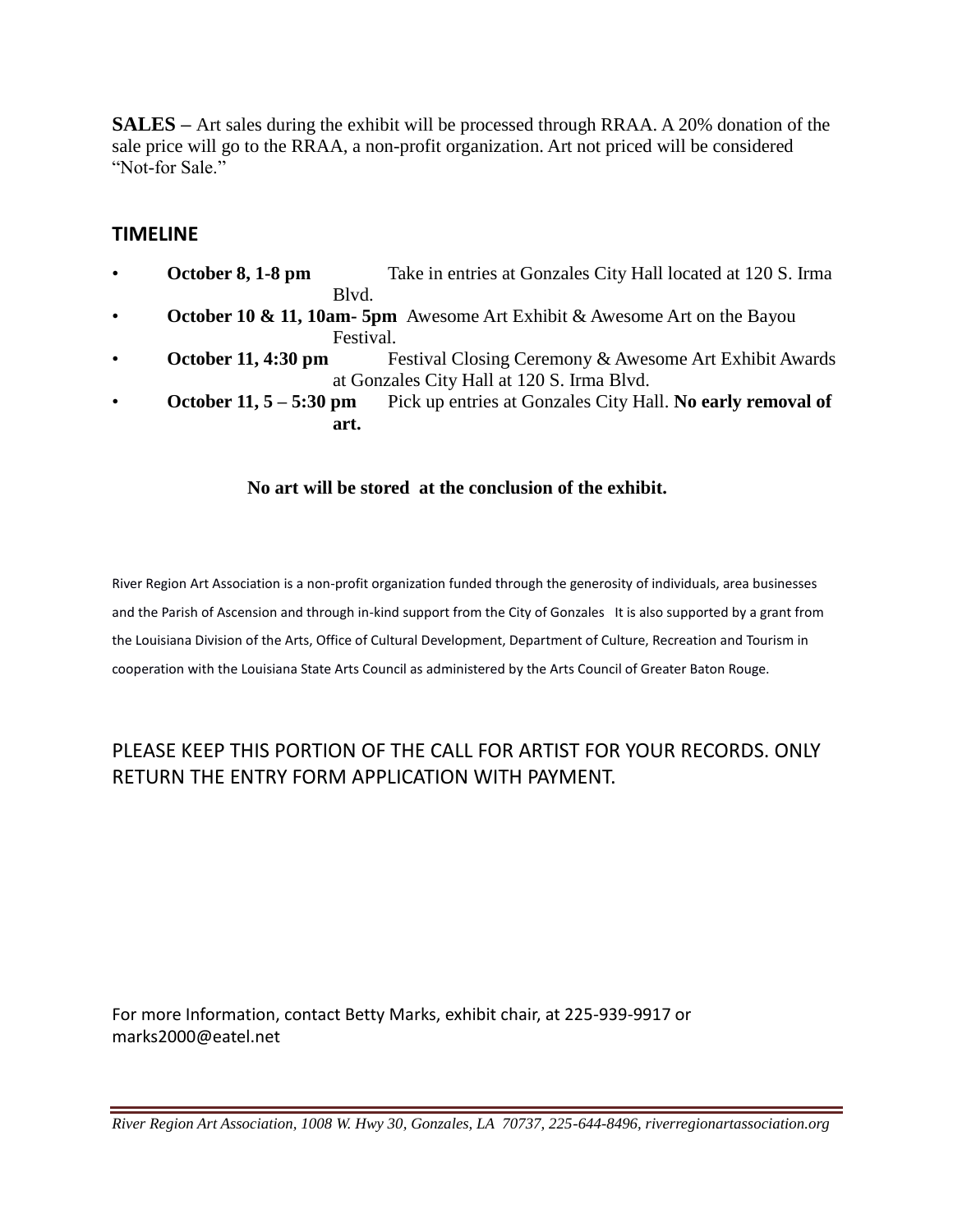**SALES** – Art sales during the exhibit will be processed through RRAA. A 20% donation of the sale price will go to the RRAA, a non-profit organization. Art not priced will be considered "Not-for Sale."

## TIMELINE

- **October 8, 1-8 pm** Take in entries at Gonzales City Hall located at 120 S. Irma Blvd.
- **October 10 & 11, 10am- 5pm** Awesome Art Exhibit & Awesome Art on the Bayou Festival.
- **October 11, 4:30 pm** Festival Closing Ceremony & Awesome Art Exhibit Awards at Gonzales City Hall at 120 S. Irma Blvd.
- **October 11, 5 – 5:30 pm** Pick up entries at Gonzales City Hall. **No early removal of art.**

**No art will be stored at the conclusion of the exhibit.**

River Region Art Association is a non-profit organization funded through the generosity of individuals, area businesses and the Parish of Ascension and through in-kind support from the City of Gonzales It is also supported by a grant from the Louisiana Division of the Arts, Office of Cultural Development, Department of Culture, Recreation and Tourism in cooperation with the Louisiana State Arts Council as administered by the Arts Council of Greater Baton Rouge.

PLEASE KEEP THIS PORTION OF THE CALL FOR ARTIST FOR YOUR RECORDS. ONLY RETURN THE ENTRY FORM APPLICATION WITH PAYMENT.

For more Information, contact Betty Marks, exhibit chair, at 225-939-9917 or marks2000@eatel.net

*River Region Art Association, 1008 W. Hwy 30, Gonzales, LA 70737, 225-644-8496, riverregionartassociation.org*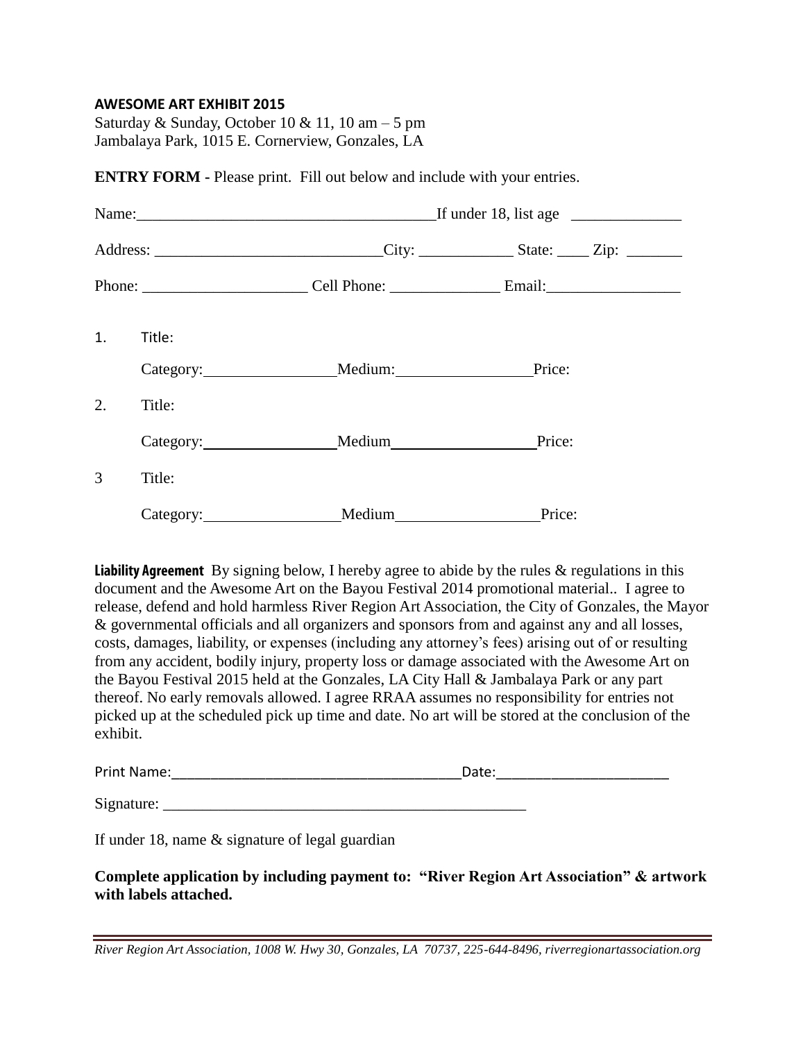**AWESOME ART EXHIBIT 2015**

Saturday & Sunday, October 10 & 11, 10 am – 5 pm
Jambalaya Park, 1015 E. Cornerview, Gonzales, LA

**ENTRY FORM -** Please print. Fill out below and include with your entries.

Name:_____________________________________If under 18, list age ______________

Address: ____________________________City: ____________ State: ____ Zip: _______

Phone: ____________________ Cell Phone: ______________ Email:_________________

1. Title:

   Category:________________Medium:________________Price:

2. Title:

   Category:________________Medium________________Price:

3 Title:

   Category:________________Medium________________Price:

**Liability Agreement** By signing below, I hereby agree to abide by the rules & regulations in this document and the Awesome Art on the Bayou Festival 2014 promotional material.. I agree to release, defend and hold harmless River Region Art Association, the City of Gonzales, the Mayor & governmental officials and all organizers and sponsors from and against any and all losses, costs, damages, liability, or expenses (including any attorney's fees) arising out of or resulting from any accident, bodily injury, property loss or damage associated with the Awesome Art on the Bayou Festival 2015 held at the Gonzales, LA City Hall & Jambalaya Park or any part thereof. No early removals allowed. I agree RRAA assumes no responsibility for entries not picked up at the scheduled pick up time and date. No art will be stored at the conclusion of the exhibit.

Print Name:_____________________________________Date:______________________

Signature: ______________________________________________

If under 18, name & signature of legal guardian

**Complete application by including payment to: "River Region Art Association" & artwork with labels attached.**

*River Region Art Association, 1008 W. Hwy 30, Gonzales, LA 70737, 225-644-8496, riverregionartassociation.org*